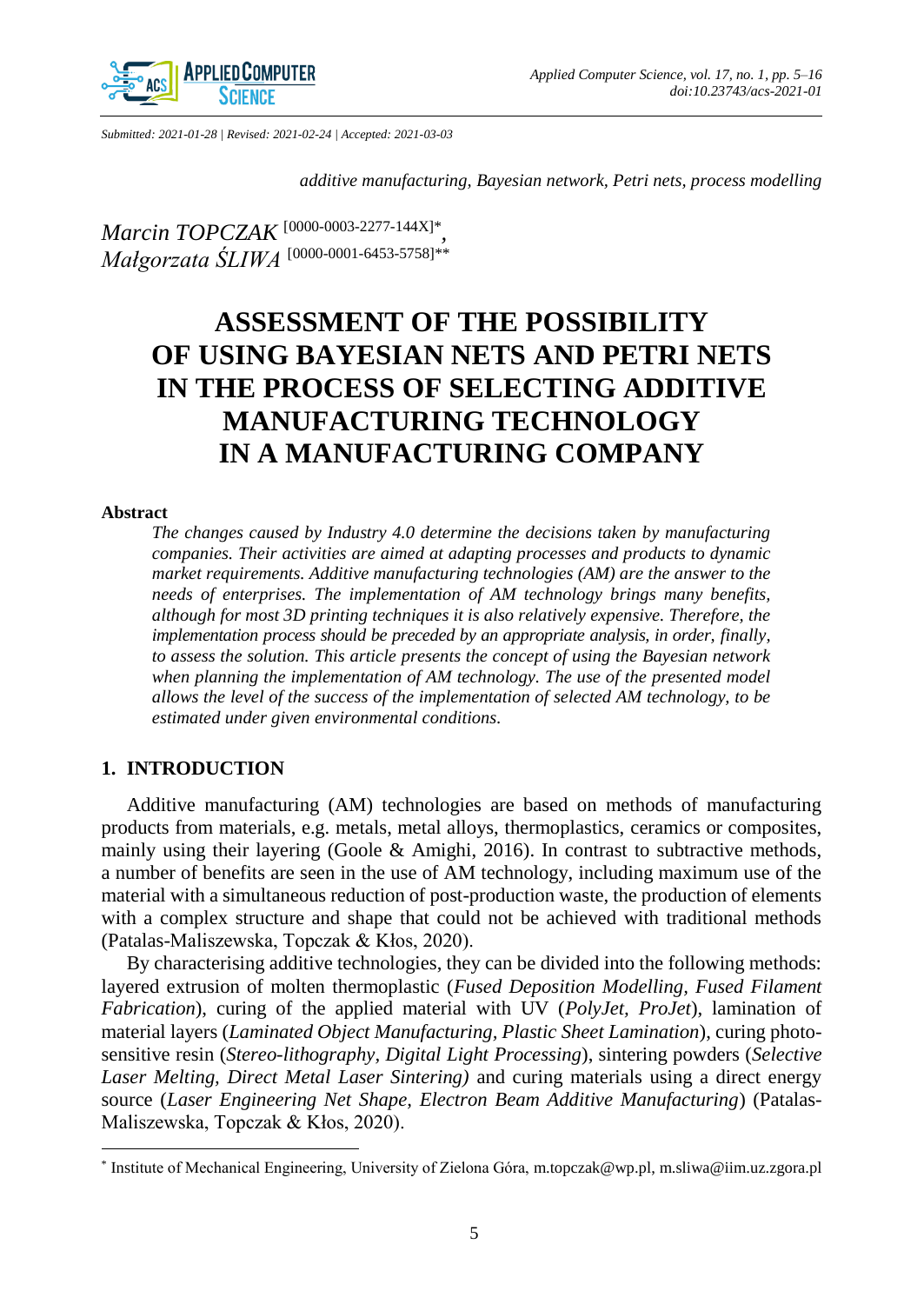Submitted: 2021-01-28 | Revised: 2021-02-24 | Accepted: 2021-03-03

*additive manufacturing, Bayesian network, Petri nets, process modelling*

*Marcin TOPCZAK* [0000-0003-2277-144X]*, 
*Małgorzata ŚLIWA* [0000-0001-6453-5758]**

# ASSESSMENT OF THE POSSIBILITY OF USING BAYESIAN NETS AND PETRI NETS IN THE PROCESS OF SELECTING ADDITIVE MANUFACTURING TECHNOLOGY IN A MANUFACTURING COMPANY

### Abstract

*The changes caused by Industry 4.0 determine the decisions taken by manufacturing companies. Their activities are aimed at adapting processes and products to dynamic market requirements. Additive manufacturing technologies (AM) are the answer to the needs of enterprises. The implementation of AM technology brings many benefits, although for most 3D printing techniques it is also relatively expensive. Therefore, the implementation process should be preceded by an appropriate analysis, in order, finally, to assess the solution. This article presents the concept of using the Bayesian network when planning the implementation of AM technology. The use of the presented model allows the level of the success of the implementation of selected AM technology, to be estimated under given environmental conditions.*

## 1. INTRODUCTION

Additive manufacturing (AM) technologies are based on methods of manufacturing products from materials, e.g. metals, metal alloys, thermoplastics, ceramics or composites, mainly using their layering (Goole & Amighi, 2016). In contrast to subtractive methods, a number of benefits are seen in the use of AM technology, including maximum use of the material with a simultaneous reduction of post-production waste, the production of elements with a complex structure and shape that could not be achieved with traditional methods (Patalas-Maliszewska, Topczak & Kłos, 2020).

By characterising additive technologies, they can be divided into the following methods: layered extrusion of molten thermoplastic (*Fused Deposition Modelling, Fused Filament Fabrication*), curing of the applied material with UV (*PolyJet, ProJet*), lamination of material layers (*Laminated Object Manufacturing, Plastic Sheet Lamination*), curing photo-sensitive resin (*Stereo-lithography, Digital Light Processing*), sintering powders (*Selective Laser Melting, Direct Metal Laser Sintering)* and curing materials using a direct energy source (*Laser Engineering Net Shape, Electron Beam Additive Manufacturing*) (Patalas-Maliszewska, Topczak & Kłos, 2020).

* Institute of Mechanical Engineering, University of Zielona Góra, m.topczak@wp.pl, m.sliwa@iim.uz.zgora.pl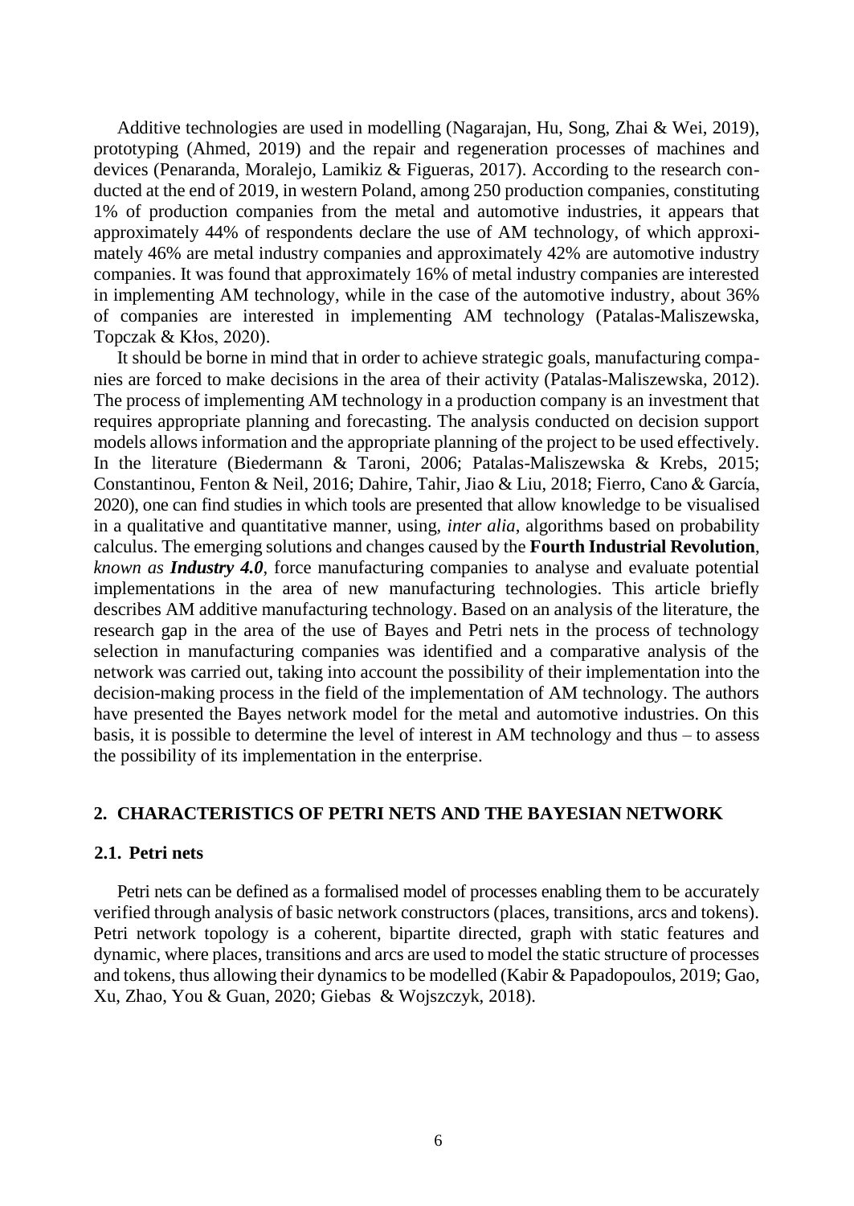Additive technologies are used in modelling (Nagarajan, Hu, Song, Zhai & Wei, 2019), prototyping (Ahmed, 2019) and the repair and regeneration processes of machines and devices (Penaranda, Moralejo, Lamikiz & Figueras, 2017). According to the research conducted at the end of 2019, in western Poland, among 250 production companies, constituting 1% of production companies from the metal and automotive industries, it appears that approximately 44% of respondents declare the use of AM technology, of which approximately 46% are metal industry companies and approximately 42% are automotive industry companies. It was found that approximately 16% of metal industry companies are interested in implementing AM technology, while in the case of the automotive industry, about 36% of companies are interested in implementing AM technology (Patalas-Maliszewska, Topczak & Kłos, 2020).

It should be borne in mind that in order to achieve strategic goals, manufacturing companies are forced to make decisions in the area of their activity (Patalas-Maliszewska, 2012). The process of implementing AM technology in a production company is an investment that requires appropriate planning and forecasting. The analysis conducted on decision support models allows information and the appropriate planning of the project to be used effectively. In the literature (Biedermann & Taroni, 2006; Patalas-Maliszewska & Krebs, 2015; Constantinou, Fenton & Neil, 2016; Dahire, Tahir, Jiao & Liu, 2018; Fierro, Cano & García, 2020), one can find studies in which tools are presented that allow knowledge to be visualised in a qualitative and quantitative manner, using, *inter alia*, algorithms based on probability calculus. The emerging solutions and changes caused by the **Fourth Industrial Revolution**, *known as* ***Industry 4.0***, force manufacturing companies to analyse and evaluate potential implementations in the area of new manufacturing technologies. This article briefly describes AM additive manufacturing technology. Based on an analysis of the literature, the research gap in the area of the use of Bayes and Petri nets in the process of technology selection in manufacturing companies was identified and a comparative analysis of the network was carried out, taking into account the possibility of their implementation into the decision-making process in the field of the implementation of AM technology. The authors have presented the Bayes network model for the metal and automotive industries. On this basis, it is possible to determine the level of interest in AM technology and thus – to assess the possibility of its implementation in the enterprise.

## 2. CHARACTERISTICS OF PETRI NETS AND THE BAYESIAN NETWORK

### 2.1. Petri nets

Petri nets can be defined as a formalised model of processes enabling them to be accurately verified through analysis of basic network constructors (places, transitions, arcs and tokens). Petri network topology is a coherent, bipartite directed, graph with static features and dynamic, where places, transitions and arcs are used to model the static structure of processes and tokens, thus allowing their dynamics to be modelled (Kabir & Papadopoulos, 2019; Gao, Xu, Zhao, You & Guan, 2020; Giebas & Wojszczyk, 2018).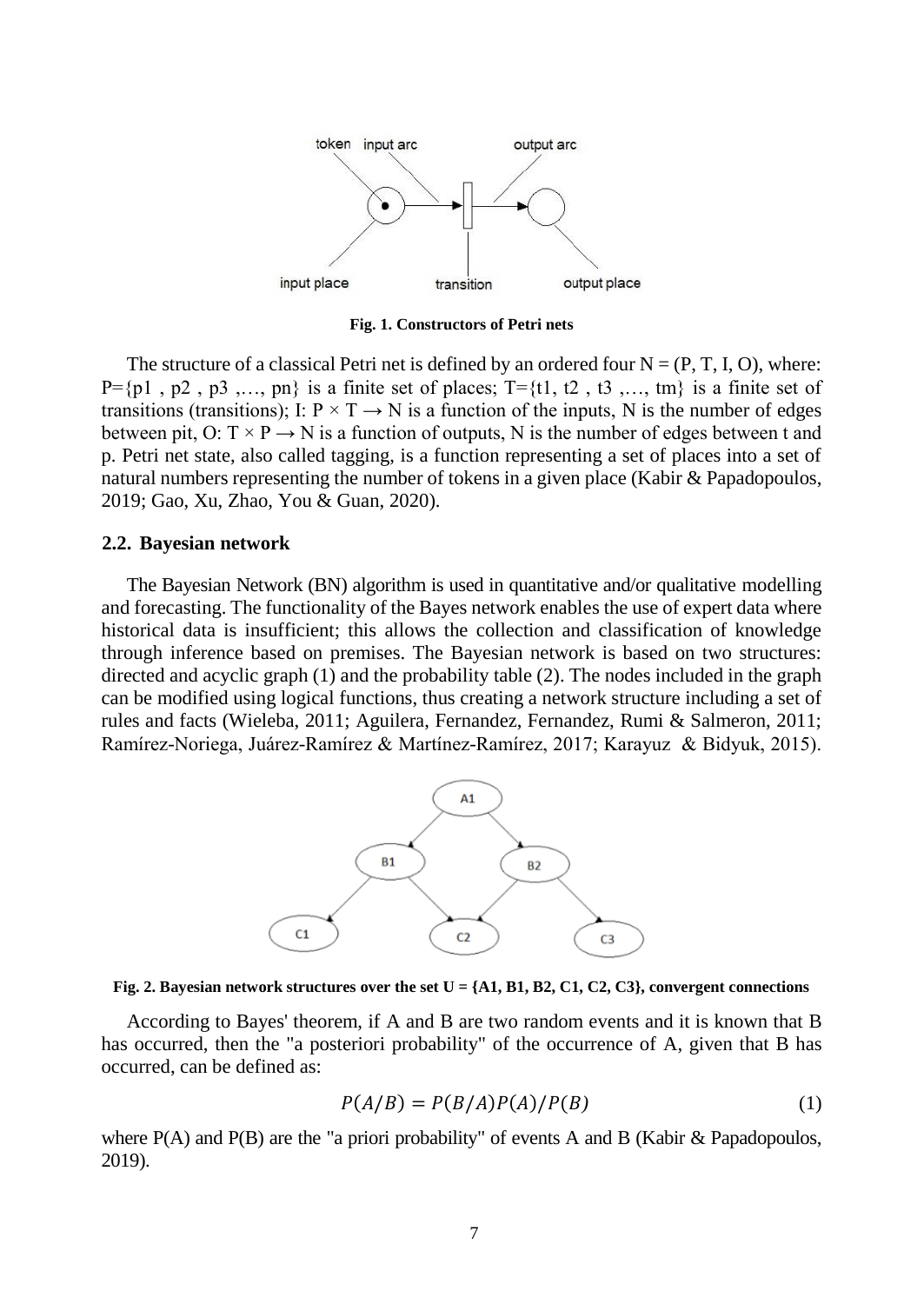Fig. 1. Constructors of Petri nets

The structure of a classical Petri net is defined by an ordered four N = (P, T, I, O), where: P={p1 , p2 , p3 ,…, pn} is a finite set of places; T={t1, t2 , t3 ,…, tm} is a finite set of transitions (transitions); I: P × T → N is a function of the inputs, N is the number of edges between pit, O: T × P → N is a function of outputs, N is the number of edges between t and p. Petri net state, also called tagging, is a function representing a set of places into a set of natural numbers representing the number of tokens in a given place (Kabir & Papadopoulos, 2019; Gao, Xu, Zhao, You & Guan, 2020).

## 2.2. Bayesian network

The Bayesian Network (BN) algorithm is used in quantitative and/or qualitative modelling and forecasting. The functionality of the Bayes network enables the use of expert data where historical data is insufficient; this allows the collection and classification of knowledge through inference based on premises. The Bayesian network is based on two structures: directed and acyclic graph (1) and the probability table (2). The nodes included in the graph can be modified using logical functions, thus creating a network structure including a set of rules and facts (Wieleba, 2011; Aguilera, Fernandez, Fernandez, Rumi & Salmeron, 2011; Ramírez-Noriega, Juárez-Ramírez & Martínez-Ramírez, 2017; Karayuz & Bidyuk, 2015).

Fig. 2. Bayesian network structures over the set U = {A1, B1, B2, C1, C2, C3}, convergent connections

According to Bayes' theorem, if A and B are two random events and it is known that B has occurred, then the "a posteriori probability" of the occurrence of A, given that B has occurred, can be defined as:

$$P(A/B) = P(B/A)P(A)/P(B) \tag{1}$$

where P(A) and P(B) are the "a priori probability" of events A and B (Kabir & Papadopoulos, 2019).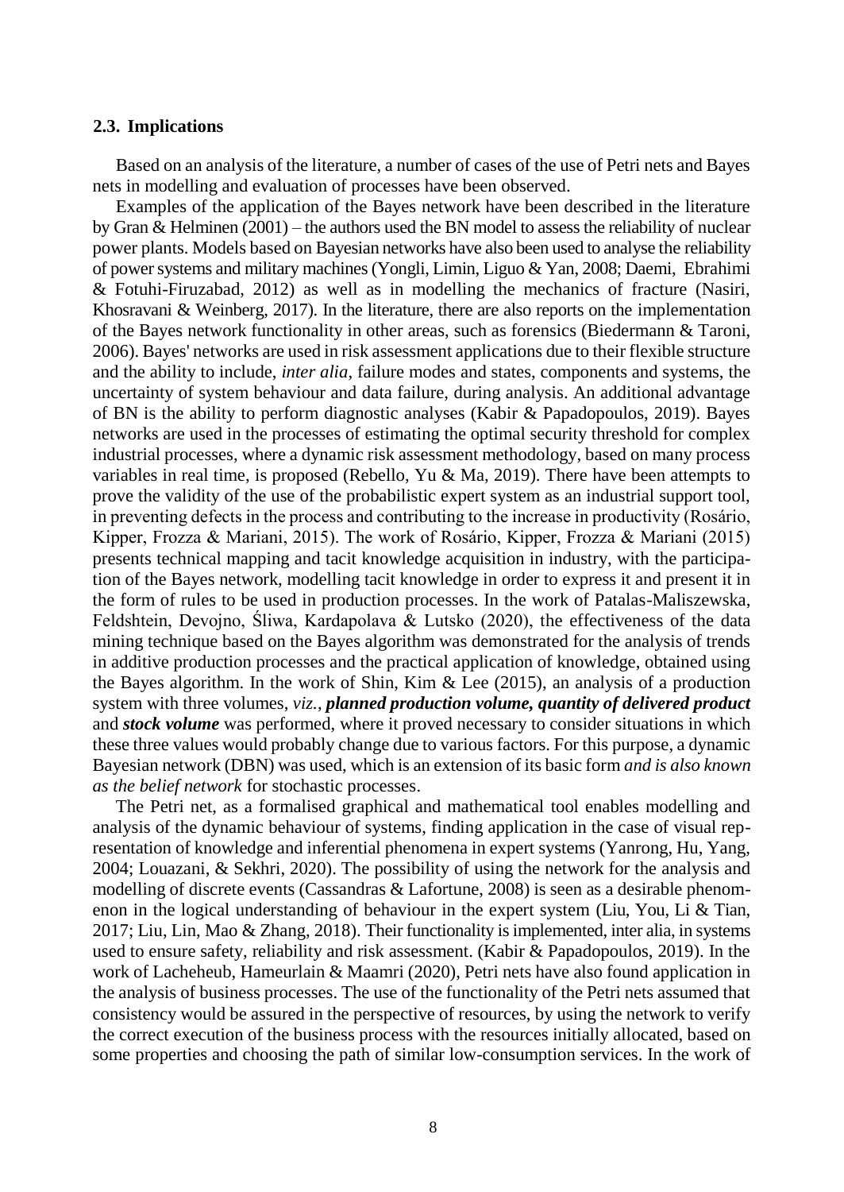### 2.3. Implications

Based on an analysis of the literature, a number of cases of the use of Petri nets and Bayes nets in modelling and evaluation of processes have been observed.

Examples of the application of the Bayes network have been described in the literature by Gran & Helminen (2001) – the authors used the BN model to assess the reliability of nuclear power plants. Models based on Bayesian networks have also been used to analyse the reliability of power systems and military machines (Yongli, Limin, Liguo & Yan, 2008; Daemi, Ebrahimi & Fotuhi-Firuzabad, 2012) as well as in modelling the mechanics of fracture (Nasiri, Khosravani & Weinberg, 2017). In the literature, there are also reports on the implementation of the Bayes network functionality in other areas, such as forensics (Biedermann & Taroni, 2006). Bayes' networks are used in risk assessment applications due to their flexible structure and the ability to include, *inter alia*, failure modes and states, components and systems, the uncertainty of system behaviour and data failure, during analysis. An additional advantage of BN is the ability to perform diagnostic analyses (Kabir & Papadopoulos, 2019). Bayes networks are used in the processes of estimating the optimal security threshold for complex industrial processes, where a dynamic risk assessment methodology, based on many process variables in real time, is proposed (Rebello, Yu & Ma, 2019). There have been attempts to prove the validity of the use of the probabilistic expert system as an industrial support tool, in preventing defects in the process and contributing to the increase in productivity (Rosário, Kipper, Frozza & Mariani, 2015). The work of Rosário, Kipper, Frozza & Mariani (2015) presents technical mapping and tacit knowledge acquisition in industry, with the participation of the Bayes network, modelling tacit knowledge in order to express it and present it in the form of rules to be used in production processes. In the work of Patalas-Maliszewska, Feldshtein, Devojno, Śliwa, Kardapolava & Lutsko (2020), the effectiveness of the data mining technique based on the Bayes algorithm was demonstrated for the analysis of trends in additive production processes and the practical application of knowledge, obtained using the Bayes algorithm. In the work of Shin, Kim & Lee (2015), an analysis of a production system with three volumes, *viz.*, ***planned production volume, quantity of delivered product*** and ***stock volume*** was performed, where it proved necessary to consider situations in which these three values would probably change due to various factors. For this purpose, a dynamic Bayesian network (DBN) was used, which is an extension of its basic form *and is also known as the belief network* for stochastic processes.

The Petri net, as a formalised graphical and mathematical tool enables modelling and analysis of the dynamic behaviour of systems, finding application in the case of visual representation of knowledge and inferential phenomena in expert systems (Yanrong, Hu, Yang, 2004; Louazani, & Sekhri, 2020). The possibility of using the network for the analysis and modelling of discrete events (Cassandras & Lafortune, 2008) is seen as a desirable phenomenon in the logical understanding of behaviour in the expert system (Liu, You, Li & Tian, 2017; Liu, Lin, Mao & Zhang, 2018). Their functionality is implemented, inter alia, in systems used to ensure safety, reliability and risk assessment. (Kabir & Papadopoulos, 2019). In the work of Lacheheub, Hameurlain & Maamri (2020), Petri nets have also found application in the analysis of business processes. The use of the functionality of the Petri nets assumed that consistency would be assured in the perspective of resources, by using the network to verify the correct execution of the business process with the resources initially allocated, based on some properties and choosing the path of similar low-consumption services. In the work of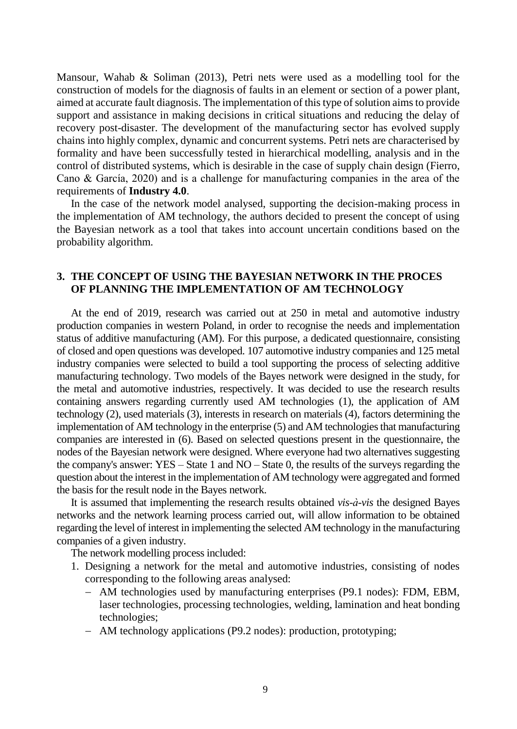Mansour, Wahab & Soliman (2013), Petri nets were used as a modelling tool for the construction of models for the diagnosis of faults in an element or section of a power plant, aimed at accurate fault diagnosis. The implementation of this type of solution aims to provide support and assistance in making decisions in critical situations and reducing the delay of recovery post-disaster. The development of the manufacturing sector has evolved supply chains into highly complex, dynamic and concurrent systems. Petri nets are characterised by formality and have been successfully tested in hierarchical modelling, analysis and in the control of distributed systems, which is desirable in the case of supply chain design (Fierro, Cano & García, 2020) and is a challenge for manufacturing companies in the area of the requirements of **Industry 4.0**.

In the case of the network model analysed, supporting the decision-making process in the implementation of AM technology, the authors decided to present the concept of using the Bayesian network as a tool that takes into account uncertain conditions based on the probability algorithm.

## 3. THE CONCEPT OF USING THE BAYESIAN NETWORK IN THE PROCES OF PLANNING THE IMPLEMENTATION OF AM TECHNOLOGY

At the end of 2019, research was carried out at 250 in metal and automotive industry production companies in western Poland, in order to recognise the needs and implementation status of additive manufacturing (AM). For this purpose, a dedicated questionnaire, consisting of closed and open questions was developed. 107 automotive industry companies and 125 metal industry companies were selected to build a tool supporting the process of selecting additive manufacturing technology. Two models of the Bayes network were designed in the study, for the metal and automotive industries, respectively. It was decided to use the research results containing answers regarding currently used AM technologies (1), the application of AM technology (2), used materials (3), interests in research on materials (4), factors determining the implementation of AM technology in the enterprise (5) and AM technologies that manufacturing companies are interested in (6). Based on selected questions present in the questionnaire, the nodes of the Bayesian network were designed. Where everyone had two alternatives suggesting the company's answer: YES – State 1 and NO – State 0, the results of the surveys regarding the question about the interest in the implementation of AM technology were aggregated and formed the basis for the result node in the Bayes network.

It is assumed that implementing the research results obtained *vis-à-vis* the designed Bayes networks and the network learning process carried out, will allow information to be obtained regarding the level of interest in implementing the selected AM technology in the manufacturing companies of a given industry.

The network modelling process included:

1. Designing a network for the metal and automotive industries, consisting of nodes corresponding to the following areas analysed:
   - AM technologies used by manufacturing enterprises (P9.1 nodes): FDM, EBM, laser technologies, processing technologies, welding, lamination and heat bonding technologies;
   - AM technology applications (P9.2 nodes): production, prototyping;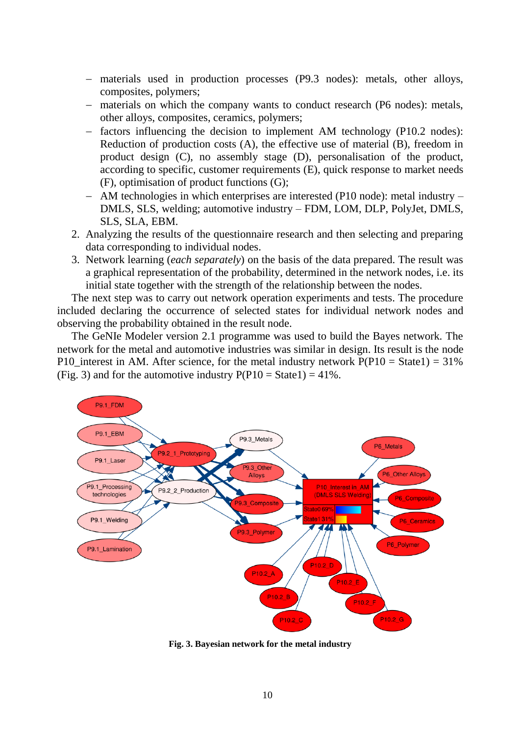- materials used in production processes (P9.3 nodes): metals, other alloys, composites, polymers;
- materials on which the company wants to conduct research (P6 nodes): metals, other alloys, composites, ceramics, polymers;
- factors influencing the decision to implement AM technology (P10.2 nodes): Reduction of production costs (A), the effective use of material (B), freedom in product design (C), no assembly stage (D), personalisation of the product, according to specific, customer requirements (E), quick response to market needs (F), optimisation of product functions (G);
- AM technologies in which enterprises are interested (P10 node): metal industry – DMLS, SLS, welding; automotive industry – FDM, LOM, DLP, PolyJet, DMLS, SLS, SLA, EBM.

2. Analyzing the results of the questionnaire research and then selecting and preparing data corresponding to individual nodes.
3. Network learning (*each separately*) on the basis of the data prepared. The result was a graphical representation of the probability, determined in the network nodes, i.e. its initial state together with the strength of the relationship between the nodes.

The next step was to carry out network operation experiments and tests. The procedure included declaring the occurrence of selected states for individual network nodes and observing the probability obtained in the result node.

The GeNIe Modeler version 2.1 programme was used to build the Bayes network. The network for the metal and automotive industries was similar in design. Its result is the node P10_interest in AM. After science, for the metal industry network P(P10 = State1) = 31% (Fig. 3) and for the automotive industry P(P10 = State1) = 41%.

**Fig. 3. Bayesian network for the metal industry**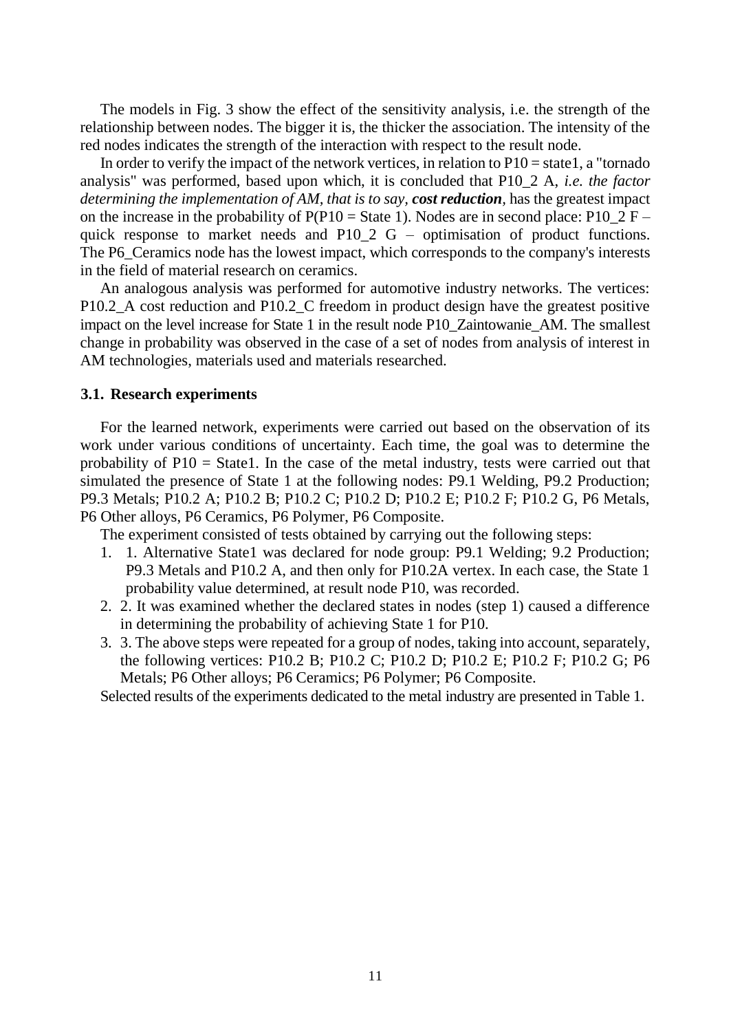The models in Fig. 3 show the effect of the sensitivity analysis, i.e. the strength of the relationship between nodes. The bigger it is, the thicker the association. The intensity of the red nodes indicates the strength of the interaction with respect to the result node.

In order to verify the impact of the network vertices, in relation to P10 = state1, a "tornado analysis" was performed, based upon which, it is concluded that P10_2 A, *i.e. the factor determining the implementation of AM, that is to say, **cost reduction***, has the greatest impact on the increase in the probability of P(P10 = State 1). Nodes are in second place: P10_2 F – quick response to market needs and P10_2 G – optimisation of product functions. The P6_Ceramics node has the lowest impact, which corresponds to the company's interests in the field of material research on ceramics.

An analogous analysis was performed for automotive industry networks. The vertices: P10.2_A cost reduction and P10.2_C freedom in product design have the greatest positive impact on the level increase for State 1 in the result node P10_Zaintowanie_AM. The smallest change in probability was observed in the case of a set of nodes from analysis of interest in AM technologies, materials used and materials researched.

### 3.1. Research experiments

For the learned network, experiments were carried out based on the observation of its work under various conditions of uncertainty. Each time, the goal was to determine the probability of P10 = State1. In the case of the metal industry, tests were carried out that simulated the presence of State 1 at the following nodes: P9.1 Welding, P9.2 Production; P9.3 Metals; P10.2 A; P10.2 B; P10.2 C; P10.2 D; P10.2 E; P10.2 F; P10.2 G, P6 Metals, P6 Other alloys, P6 Ceramics, P6 Polymer, P6 Composite.

The experiment consisted of tests obtained by carrying out the following steps:

1. 1. Alternative State1 was declared for node group: P9.1 Welding; 9.2 Production; P9.3 Metals and P10.2 A, and then only for P10.2A vertex. In each case, the State 1 probability value determined, at result node P10, was recorded.
2. 2. It was examined whether the declared states in nodes (step 1) caused a difference in determining the probability of achieving State 1 for P10.
3. 3. The above steps were repeated for a group of nodes, taking into account, separately, the following vertices: P10.2 B; P10.2 C; P10.2 D; P10.2 E; P10.2 F; P10.2 G; P6 Metals; P6 Other alloys; P6 Ceramics; P6 Polymer; P6 Composite.

Selected results of the experiments dedicated to the metal industry are presented in Table 1.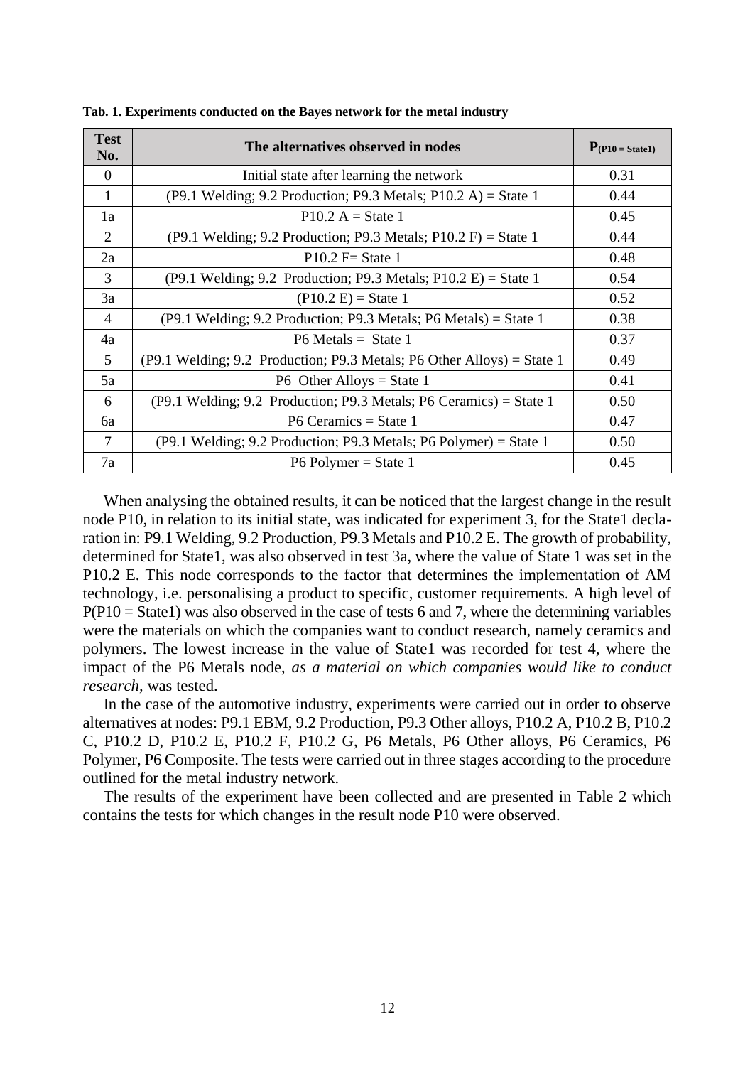**Tab. 1. Experiments conducted on the Bayes network for the metal industry**

| Test No. | The alternatives observed in nodes | $P_{(P10 = State1)}$ |
|---|---|---|
| 0 | Initial state after learning the network | 0.31 |
| 1 | (P9.1 Welding; 9.2 Production; P9.3 Metals; P10.2 A) = State 1 | 0.44 |
| 1a | P10.2 A = State 1 | 0.45 |
| 2 | (P9.1 Welding; 9.2 Production; P9.3 Metals; P10.2 F) = State 1 | 0.44 |
| 2a | P10.2 F= State 1 | 0.48 |
| 3 | (P9.1 Welding; 9.2 Production; P9.3 Metals; P10.2 E) = State 1 | 0.54 |
| 3a | (P10.2 E) = State 1 | 0.52 |
| 4 | (P9.1 Welding; 9.2 Production; P9.3 Metals; P6 Metals) = State 1 | 0.38 |
| 4a | P6 Metals = State 1 | 0.37 |
| 5 | (P9.1 Welding; 9.2 Production; P9.3 Metals; P6 Other Alloys) = State 1 | 0.49 |
| 5a | P6 Other Alloys = State 1 | 0.41 |
| 6 | (P9.1 Welding; 9.2 Production; P9.3 Metals; P6 Ceramics) = State 1 | 0.50 |
| 6a | P6 Ceramics = State 1 | 0.47 |
| 7 | (P9.1 Welding; 9.2 Production; P9.3 Metals; P6 Polymer) = State 1 | 0.50 |
| 7a | P6 Polymer = State 1 | 0.45 |

When analysing the obtained results, it can be noticed that the largest change in the result node P10, in relation to its initial state, was indicated for experiment 3, for the State1 declaration in: P9.1 Welding, 9.2 Production, P9.3 Metals and P10.2 E. The growth of probability, determined for State1, was also observed in test 3a, where the value of State 1 was set in the P10.2 E. This node corresponds to the factor that determines the implementation of AM technology, i.e. personalising a product to specific, customer requirements. A high level of P(P10 = State1) was also observed in the case of tests 6 and 7, where the determining variables were the materials on which the companies want to conduct research, namely ceramics and polymers. The lowest increase in the value of State1 was recorded for test 4, where the impact of the P6 Metals node, *as a material on which companies would like to conduct research,* was tested.

In the case of the automotive industry, experiments were carried out in order to observe alternatives at nodes: P9.1 EBM, 9.2 Production, P9.3 Other alloys, P10.2 A, P10.2 B, P10.2 C, P10.2 D, P10.2 E, P10.2 F, P10.2 G, P6 Metals, P6 Other alloys, P6 Ceramics, P6 Polymer, P6 Composite. The tests were carried out in three stages according to the procedure outlined for the metal industry network.

The results of the experiment have been collected and are presented in Table 2 which contains the tests for which changes in the result node P10 were observed.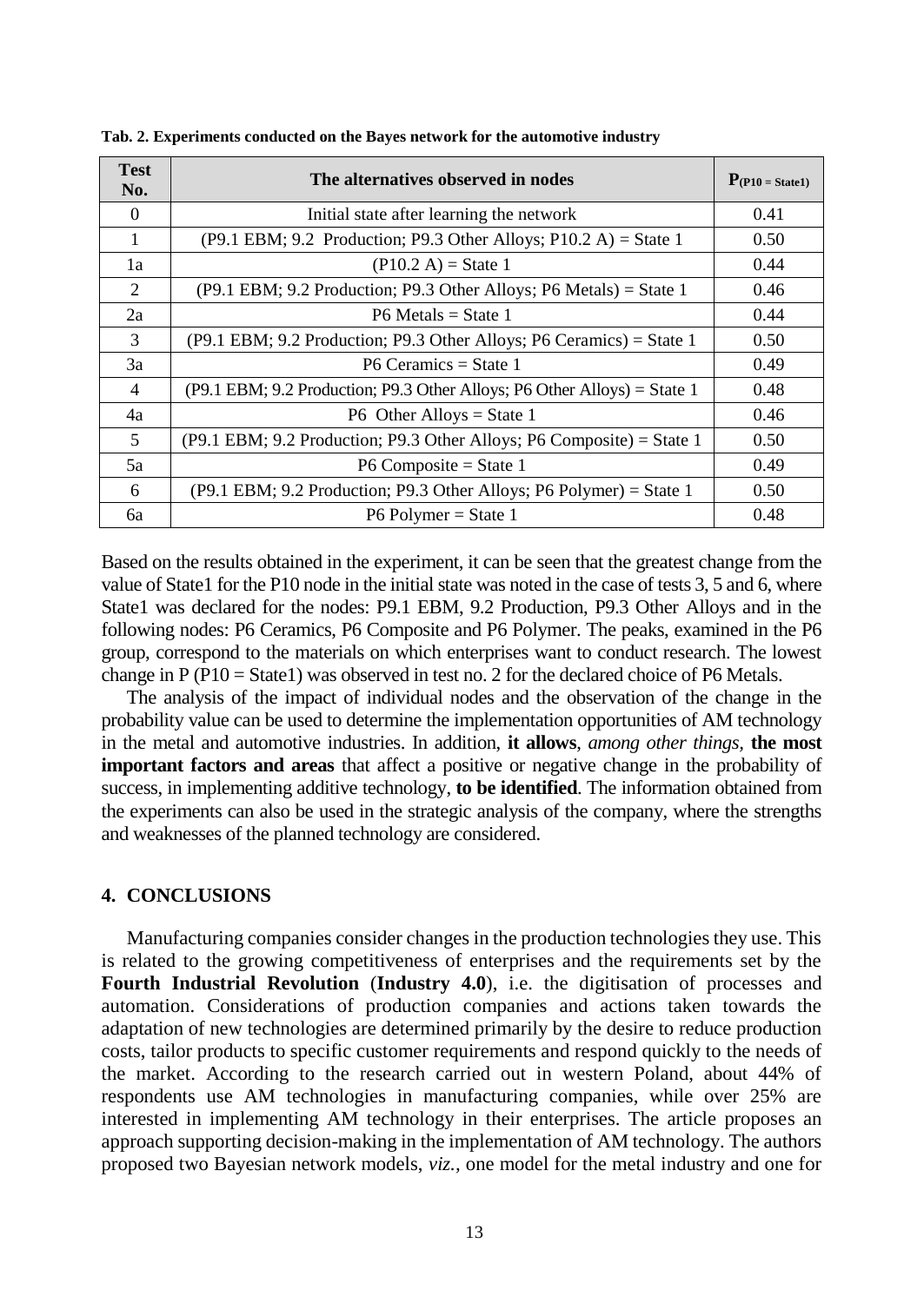**Tab. 2. Experiments conducted on the Bayes network for the automotive industry**

| Test No. | The alternatives observed in nodes | $P_{(P10 = State1)}$ |
|---|---|---|
| 0 | Initial state after learning the network | 0.41 |
| 1 | (P9.1 EBM; 9.2 Production; P9.3 Other Alloys; P10.2 A) = State 1 | 0.50 |
| 1a | (P10.2 A) = State 1 | 0.44 |
| 2 | (P9.1 EBM; 9.2 Production; P9.3 Other Alloys; P6 Metals) = State 1 | 0.46 |
| 2a | P6 Metals = State 1 | 0.44 |
| 3 | (P9.1 EBM; 9.2 Production; P9.3 Other Alloys; P6 Ceramics) = State 1 | 0.50 |
| 3a | P6 Ceramics = State 1 | 0.49 |
| 4 | (P9.1 EBM; 9.2 Production; P9.3 Other Alloys; P6 Other Alloys) = State 1 | 0.48 |
| 4a | P6 Other Alloys = State 1 | 0.46 |
| 5 | (P9.1 EBM; 9.2 Production; P9.3 Other Alloys; P6 Composite) = State 1 | 0.50 |
| 5a | P6 Composite = State 1 | 0.49 |
| 6 | (P9.1 EBM; 9.2 Production; P9.3 Other Alloys; P6 Polymer) = State 1 | 0.50 |
| 6a | P6 Polymer = State 1 | 0.48 |

Based on the results obtained in the experiment, it can be seen that the greatest change from the value of State1 for the P10 node in the initial state was noted in the case of tests 3, 5 and 6, where State1 was declared for the nodes: P9.1 EBM, 9.2 Production, P9.3 Other Alloys and in the following nodes: P6 Ceramics, P6 Composite and P6 Polymer. The peaks, examined in the P6 group, correspond to the materials on which enterprises want to conduct research. The lowest change in P (P10 = State1) was observed in test no. 2 for the declared choice of P6 Metals.

The analysis of the impact of individual nodes and the observation of the change in the probability value can be used to determine the implementation opportunities of AM technology in the metal and automotive industries. In addition, **it allows**, *among other things*, **the most important factors and areas** that affect a positive or negative change in the probability of success, in implementing additive technology, **to be identified**. The information obtained from the experiments can also be used in the strategic analysis of the company, where the strengths and weaknesses of the planned technology are considered.

## 4. CONCLUSIONS

Manufacturing companies consider changes in the production technologies they use. This is related to the growing competitiveness of enterprises and the requirements set by the **Fourth Industrial Revolution** (**Industry 4.0**), i.e. the digitisation of processes and automation. Considerations of production companies and actions taken towards the adaptation of new technologies are determined primarily by the desire to reduce production costs, tailor products to specific customer requirements and respond quickly to the needs of the market. According to the research carried out in western Poland, about 44% of respondents use AM technologies in manufacturing companies, while over 25% are interested in implementing AM technology in their enterprises. The article proposes an approach supporting decision-making in the implementation of AM technology. The authors proposed two Bayesian network models, *viz.*, one model for the metal industry and one for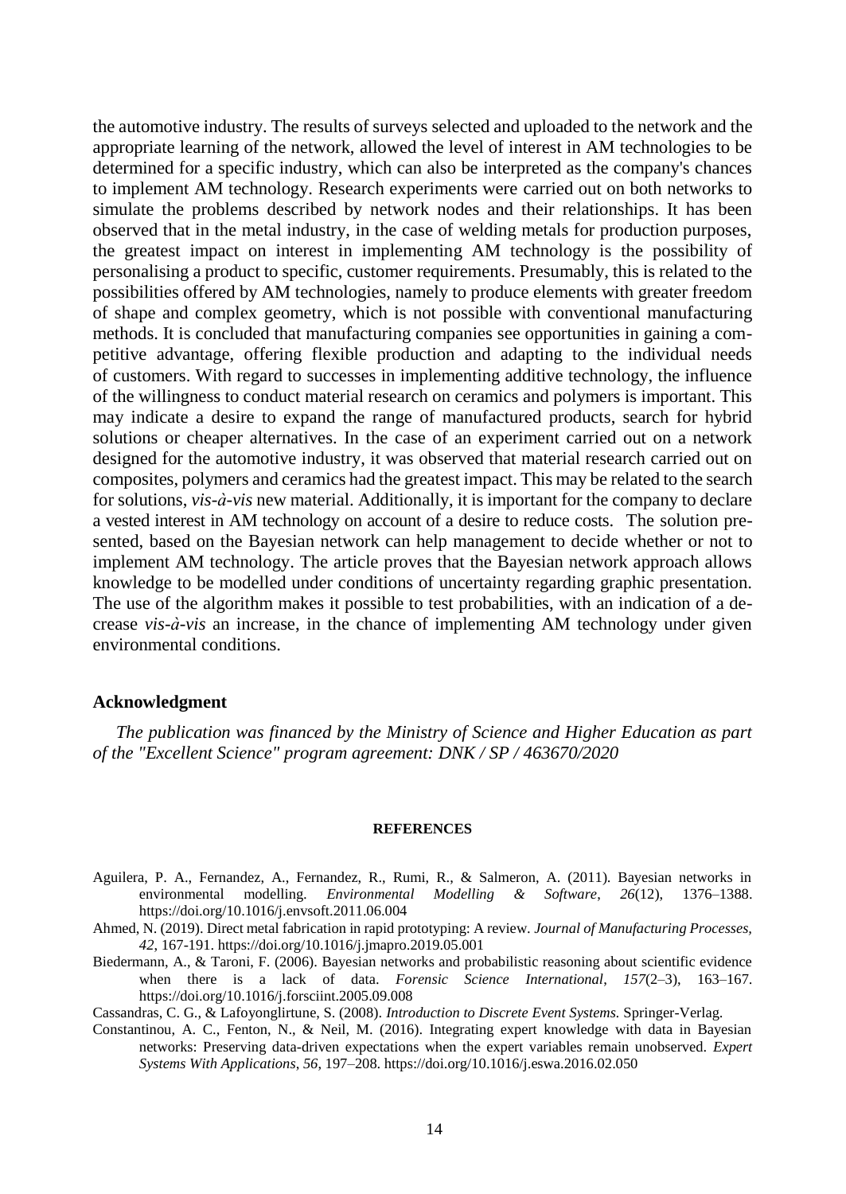the automotive industry. The results of surveys selected and uploaded to the network and the appropriate learning of the network, allowed the level of interest in AM technologies to be determined for a specific industry, which can also be interpreted as the company's chances to implement AM technology. Research experiments were carried out on both networks to simulate the problems described by network nodes and their relationships. It has been observed that in the metal industry, in the case of welding metals for production purposes, the greatest impact on interest in implementing AM technology is the possibility of personalising a product to specific, customer requirements. Presumably, this is related to the possibilities offered by AM technologies, namely to produce elements with greater freedom of shape and complex geometry, which is not possible with conventional manufacturing methods. It is concluded that manufacturing companies see opportunities in gaining a competitive advantage, offering flexible production and adapting to the individual needs of customers. With regard to successes in implementing additive technology, the influence of the willingness to conduct material research on ceramics and polymers is important. This may indicate a desire to expand the range of manufactured products, search for hybrid solutions or cheaper alternatives. In the case of an experiment carried out on a network designed for the automotive industry, it was observed that material research carried out on composites, polymers and ceramics had the greatest impact. This may be related to the search for solutions, *vis-à-vis* new material. Additionally, it is important for the company to declare a vested interest in AM technology on account of a desire to reduce costs. The solution presented, based on the Bayesian network can help management to decide whether or not to implement AM technology. The article proves that the Bayesian network approach allows knowledge to be modelled under conditions of uncertainty regarding graphic presentation. The use of the algorithm makes it possible to test probabilities, with an indication of a decrease *vis-à-vis* an increase, in the chance of implementing AM technology under given environmental conditions.

## Acknowledgment

*The publication was financed by the Ministry of Science and Higher Education as part of the "Excellent Science" program agreement: DNK / SP / 463670/2020*

## REFERENCES

Aguilera, P. A., Fernandez, A., Fernandez, R., Rumi, R., & Salmeron, A. (2011). Bayesian networks in environmental modelling. *Environmental Modelling & Software*, *26*(12), 1376–1388. https://doi.org/10.1016/j.envsoft.2011.06.004

Ahmed, N. (2019). Direct metal fabrication in rapid prototyping: A review. *Journal of Manufacturing Processes, 42*, 167-191. https://doi.org/10.1016/j.jmapro.2019.05.001

Biedermann, A., & Taroni, F. (2006). Bayesian networks and probabilistic reasoning about scientific evidence when there is a lack of data. *Forensic Science International*, *157*(2–3), 163–167. https://doi.org/10.1016/j.forsciint.2005.09.008

Cassandras, C. G., & Lafoyonglirtune, S. (2008). *Introduction to Discrete Event Systems.* Springer-Verlag.

Constantinou, A. C., Fenton, N., & Neil, M. (2016). Integrating expert knowledge with data in Bayesian networks: Preserving data-driven expectations when the expert variables remain unobserved. *Expert Systems With Applications*, *56*, 197–208. https://doi.org/10.1016/j.eswa.2016.02.050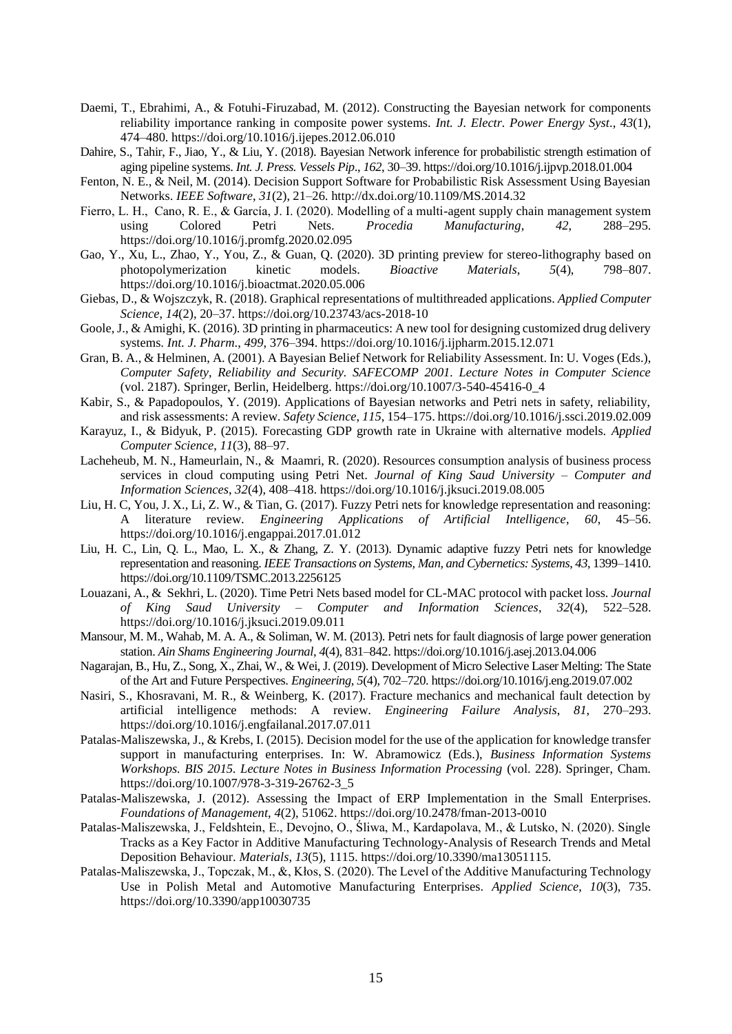Daemi, T., Ebrahimi, A., & Fotuhi-Firuzabad, M. (2012). Constructing the Bayesian network for components reliability importance ranking in composite power systems. *Int. J. Electr. Power Energy Syst.*, *43*(1), 474–480. https://doi.org/10.1016/j.ijepes.2012.06.010

Dahire, S., Tahir, F., Jiao, Y., & Liu, Y. (2018). Bayesian Network inference for probabilistic strength estimation of aging pipeline systems. *Int. J. Press. Vessels Pip.*, *162*, 30–39. https://doi.org/10.1016/j.ijpvp.2018.01.004

Fenton, N. E., & Neil, M. (2014). Decision Support Software for Probabilistic Risk Assessment Using Bayesian Networks. *IEEE Software*, *31*(2), 21–26. http://dx.doi.org/10.1109/MS.2014.32

Fierro, L. H., Cano, R. E., & García, J. I. (2020). Modelling of a multi-agent supply chain management system using Colored Petri Nets. *Procedia Manufacturing*, *42*, 288–295. https://doi.org/10.1016/j.promfg.2020.02.095

Gao, Y., Xu, L., Zhao, Y., You, Z., & Guan, Q. (2020). 3D printing preview for stereo-lithography based on photopolymerization kinetic models. *Bioactive Materials*, *5*(4), 798–807. https://doi.org/10.1016/j.bioactmat.2020.05.006

Giebas, D., & Wojszczyk, R. (2018). Graphical representations of multithreaded applications. *Applied Computer Science*, *14*(2), 20–37. https://doi.org/10.23743/acs-2018-10

Goole, J., & Amighi, K. (2016). 3D printing in pharmaceutics: A new tool for designing customized drug delivery systems. *Int. J. Pharm.*, *499*, 376–394. https://doi.org/10.1016/j.ijpharm.2015.12.071

Gran, B. A., & Helminen, A. (2001). A Bayesian Belief Network for Reliability Assessment. In: U. Voges (Eds.), *Computer Safety, Reliability and Security. SAFECOMP 2001. Lecture Notes in Computer Science* (vol. 2187). Springer, Berlin, Heidelberg. https://doi.org/10.1007/3-540-45416-0_4

Kabir, S., & Papadopoulos, Y. (2019). Applications of Bayesian networks and Petri nets in safety, reliability, and risk assessments: A review. *Safety Science*, *115*, 154–175. https://doi.org/10.1016/j.ssci.2019.02.009

Karayuz, I., & Bidyuk, P. (2015). Forecasting GDP growth rate in Ukraine with alternative models. *Applied Computer Science*, *11*(3), 88–97.

Lacheheub, M. N., Hameurlain, N., & Maamri, R. (2020). Resources consumption analysis of business process services in cloud computing using Petri Net. *Journal of King Saud University – Computer and Information Sciences*, *32*(4), 408–418. https://doi.org/10.1016/j.jksuci.2019.08.005

Liu, H. C, You, J. X., Li, Z. W., & Tian, G. (2017). Fuzzy Petri nets for knowledge representation and reasoning: A literature review. *Engineering Applications of Artificial Intelligence*, *60*, 45–56. https://doi.org/10.1016/j.engappai.2017.01.012

Liu, H. C., Lin, Q. L., Mao, L. X., & Zhang, Z. Y. (2013). Dynamic adaptive fuzzy Petri nets for knowledge representation and reasoning. *IEEE Transactions on Systems, Man, and Cybernetics: Systems*, *43*, 1399–1410. https://doi.org/10.1109/TSMC.2013.2256125

Louazani, A., & Sekhri, L. (2020). Time Petri Nets based model for CL-MAC protocol with packet loss. *Journal of King Saud University – Computer and Information Sciences*, *32*(4), 522–528. https://doi.org/10.1016/j.jksuci.2019.09.011

Mansour, M. M., Wahab, M. A. A., & Soliman, W. M. (2013). Petri nets for fault diagnosis of large power generation station. *Ain Shams Engineering Journal*, *4*(4), 831–842. https://doi.org/10.1016/j.asej.2013.04.006

Nagarajan, B., Hu, Z., Song, X., Zhai, W., & Wei, J. (2019). Development of Micro Selective Laser Melting: The State of the Art and Future Perspectives. *Engineering*, *5*(4), 702–720. https://doi.org/10.1016/j.eng.2019.07.002

Nasiri, S., Khosravani, M. R., & Weinberg, K. (2017). Fracture mechanics and mechanical fault detection by artificial intelligence methods: A review. *Engineering Failure Analysis*, *81*, 270–293. https://doi.org/10.1016/j.engfailanal.2017.07.011

Patalas-Maliszewska, J., & Krebs, I. (2015). Decision model for the use of the application for knowledge transfer support in manufacturing enterprises. In: W. Abramowicz (Eds.), *Business Information Systems Workshops. BIS 2015. Lecture Notes in Business Information Processing* (vol. 228). Springer, Cham. https://doi.org/10.1007/978-3-319-26762-3_5

Patalas-Maliszewska, J. (2012). Assessing the Impact of ERP Implementation in the Small Enterprises. *Foundations of Management*, *4*(2), 51062. https://doi.org/10.2478/fman-2013-0010

Patalas-Maliszewska, J., Feldshtein, E., Devojno, O., Śliwa, M., Kardapolava, M., & Lutsko, N. (2020). Single Tracks as a Key Factor in Additive Manufacturing Technology-Analysis of Research Trends and Metal Deposition Behaviour. *Materials*, *13*(5), 1115. https://doi.org/10.3390/ma13051115.

Patalas-Maliszewska, J., Topczak, M., &, Kłos, S. (2020). The Level of the Additive Manufacturing Technology Use in Polish Metal and Automotive Manufacturing Enterprises. *Applied Science*, *10*(3), 735. https://doi.org/10.3390/app10030735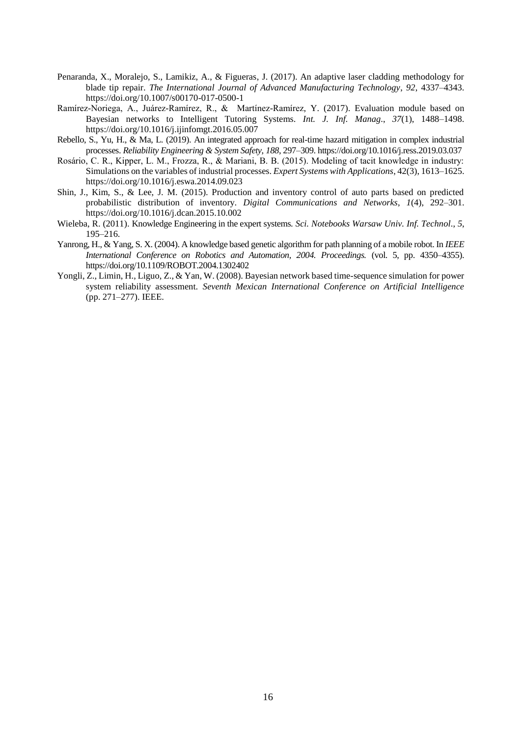Penaranda, X., Moralejo, S., Lamikiz, A., & Figueras, J. (2017). An adaptive laser cladding methodology for blade tip repair. *The International Journal of Advanced Manufacturing Technology*, *92*, 4337–4343. https://doi.org/10.1007/s00170-017-0500-1

Ramírez-Noriega, A., Juárez-Ramírez, R., & Martínez-Ramírez, Y. (2017). Evaluation module based on Bayesian networks to Intelligent Tutoring Systems. *Int. J. Inf. Manag*., *37*(1), 1488–1498. https://doi.org/10.1016/j.ijinfomgt.2016.05.007

Rebello, S., Yu, H., & Ma, L. (2019). An integrated approach for real-time hazard mitigation in complex industrial processes. *Reliability Engineering & System Safety*, *188*, 297–309. https://doi.org/10.1016/j.ress.2019.03.037

Rosário, C. R., Kipper, L. M., Frozza, R., & Mariani, B. B. (2015). Modeling of tacit knowledge in industry: Simulations on the variables of industrial processes. *Expert Systems with Applications*, 42(3), 1613–1625. https://doi.org/10.1016/j.eswa.2014.09.023

Shin, J., Kim, S., & Lee, J. M. (2015). Production and inventory control of auto parts based on predicted probabilistic distribution of inventory. *Digital Communications and Networks*, *1*(4), 292–301. https://doi.org/10.1016/j.dcan.2015.10.002

Wieleba, R. (2011). Knowledge Engineering in the expert systems*. Sci. Notebooks Warsaw Univ. Inf. Technol*., *5*, 195–216.

Yanrong, H., & Yang, S. X. (2004). A knowledge based genetic algorithm for path planning of a mobile robot. In *IEEE International Conference on Robotics and Automation, 2004. Proceedings.* (vol. 5, pp. 4350–4355). https://doi.org/10.1109/ROBOT.2004.1302402

Yongli, Z., Limin, H., Liguo, Z., & Yan, W. (2008). Bayesian network based time-sequence simulation for power system reliability assessment. *Seventh Mexican International Conference on Artificial Intelligence* (pp. 271–277). IEEE.